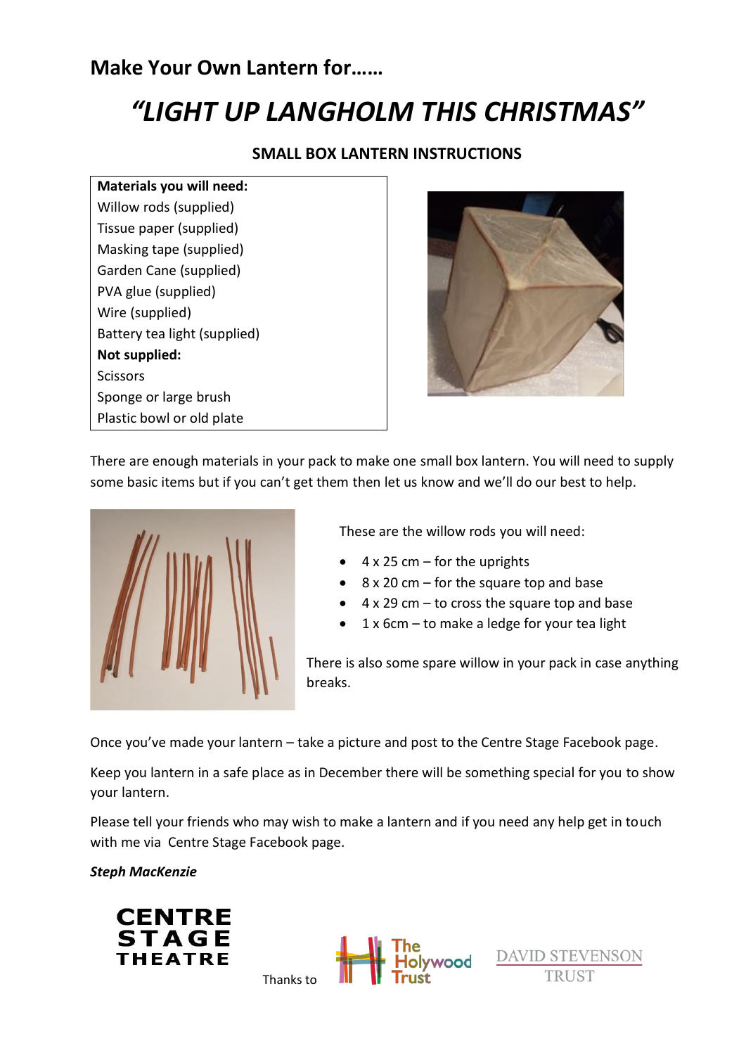## Make Your Own Lantern for……

# *"LIGHT UP LANGHOLM THIS CHRISTMAS"*

### SMALL BOX LANTERN INSTRUCTIONS

**Materials you will need:**
Willow rods (supplied)
Tissue paper (supplied)
Masking tape (supplied)
Garden Cane (supplied)
PVA glue (supplied)
Wire (supplied)
Battery tea light (supplied)
**Not supplied:**
Scissors
Sponge or large brush
Plastic bowl or old plate

There are enough materials in your pack to make one small box lantern. You will need to supply some basic items but if you can't get them then let us know and we'll do our best to help.

These are the willow rods you will need:

- 4 x 25 cm – for the uprights
- 8 x 20 cm – for the square top and base
- 4 x 29 cm – to cross the square top and base
- 1 x 6cm – to make a ledge for your tea light

There is also some spare willow in your pack in case anything breaks.

Once you've made your lantern – take a picture and post to the Centre Stage Facebook page.

Keep you lantern in a safe place as in December there will be something special for you to show your lantern.

Please tell your friends who may wish to make a lantern and if you need any help get in touch with me via Centre Stage Facebook page.

***Steph MacKenzie***

CENTRE STAGE THEATRE

Thanks to The Holywood Trust DAVID STEVENSON TRUST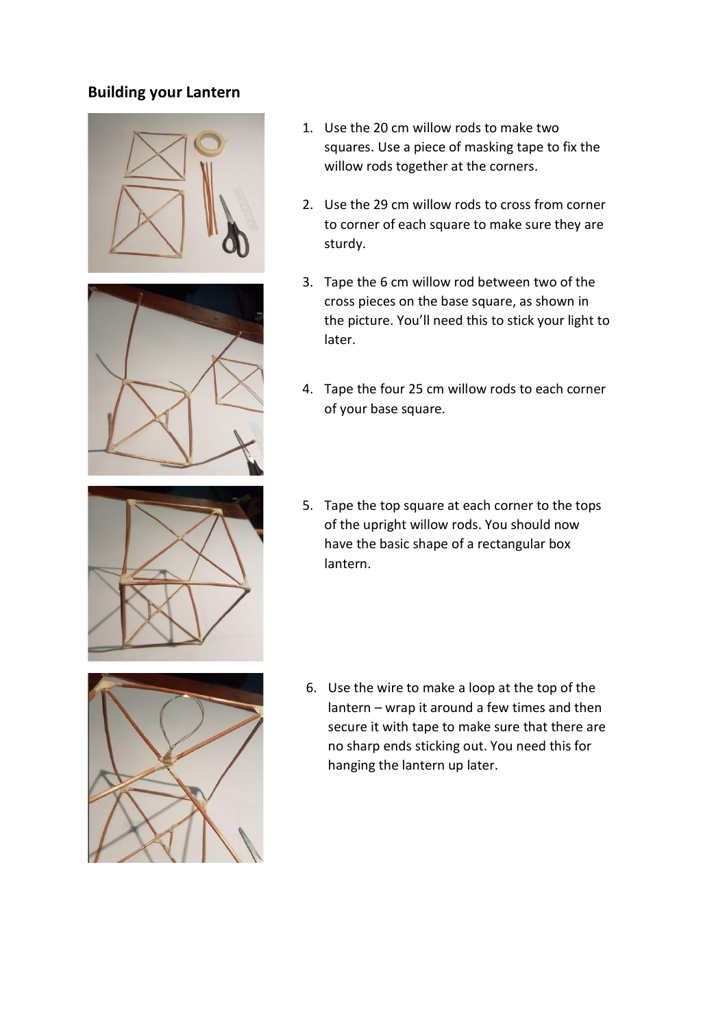## Building your Lantern

1. Use the 20 cm willow rods to make two squares. Use a piece of masking tape to fix the willow rods together at the corners.

2. Use the 29 cm willow rods to cross from corner to corner of each square to make sure they are sturdy.

3. Tape the 6 cm willow rod between two of the cross pieces on the base square, as shown in the picture. You'll need this to stick your light to later.

4. Tape the four 25 cm willow rods to each corner of your base square.

5. Tape the top square at each corner to the tops of the upright willow rods. You should now have the basic shape of a rectangular box lantern.

6. Use the wire to make a loop at the top of the lantern – wrap it around a few times and then secure it with tape to make sure that there are no sharp ends sticking out. You need this for hanging the lantern up later.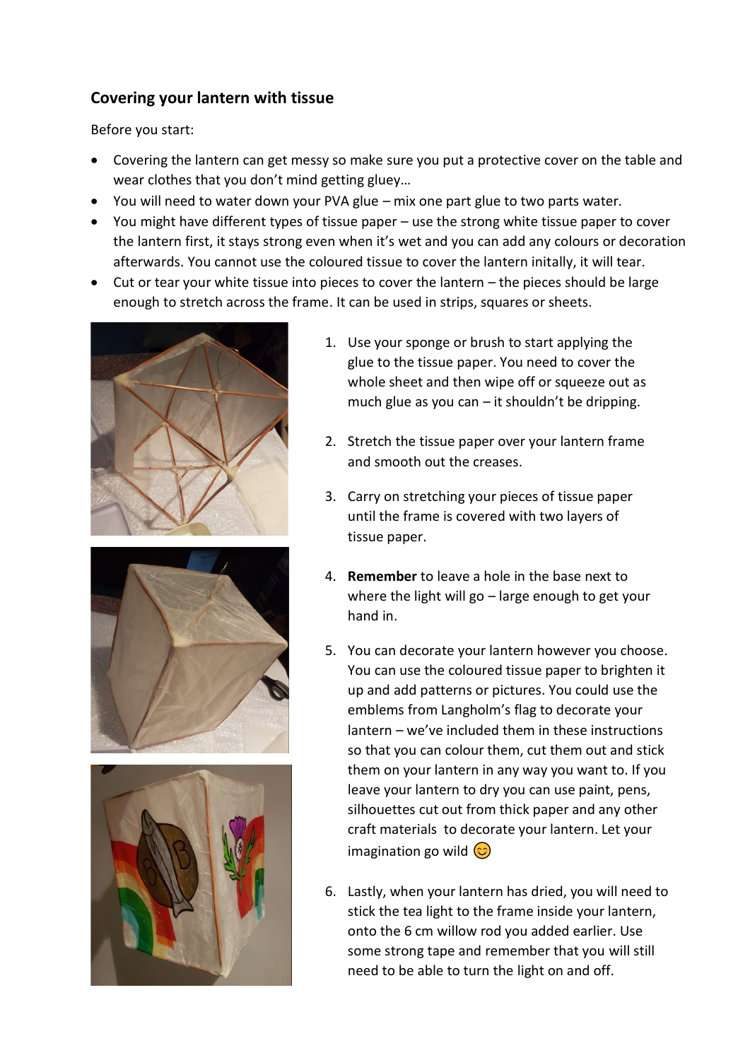## Covering your lantern with tissue

Before you start:

- Covering the lantern can get messy so make sure you put a protective cover on the table and wear clothes that you don't mind getting gluey…
- You will need to water down your PVA glue – mix one part glue to two parts water.
- You might have different types of tissue paper – use the strong white tissue paper to cover the lantern first, it stays strong even when it's wet and you can add any colours or decoration afterwards. You cannot use the coloured tissue to cover the lantern initally, it will tear.
- Cut or tear your white tissue into pieces to cover the lantern – the pieces should be large enough to stretch across the frame. It can be used in strips, squares or sheets.

1. Use your sponge or brush to start applying the glue to the tissue paper. You need to cover the whole sheet and then wipe off or squeeze out as much glue as you can – it shouldn't be dripping.

2. Stretch the tissue paper over your lantern frame and smooth out the creases.

3. Carry on stretching your pieces of tissue paper until the frame is covered with two layers of tissue paper.

4. **Remember** to leave a hole in the base next to where the light will go – large enough to get your hand in.

5. You can decorate your lantern however you choose. You can use the coloured tissue paper to brighten it up and add patterns or pictures. You could use the emblems from Langholm's flag to decorate your lantern – we've included them in these instructions so that you can colour them, cut them out and stick them on your lantern in any way you want to. If you leave your lantern to dry you can use paint, pens, silhouettes cut out from thick paper and any other craft materials to decorate your lantern. Let your imagination go wild 😊

6. Lastly, when your lantern has dried, you will need to stick the tea light to the frame inside your lantern, onto the 6 cm willow rod you added earlier. Use some strong tape and remember that you will still need to be able to turn the light on and off.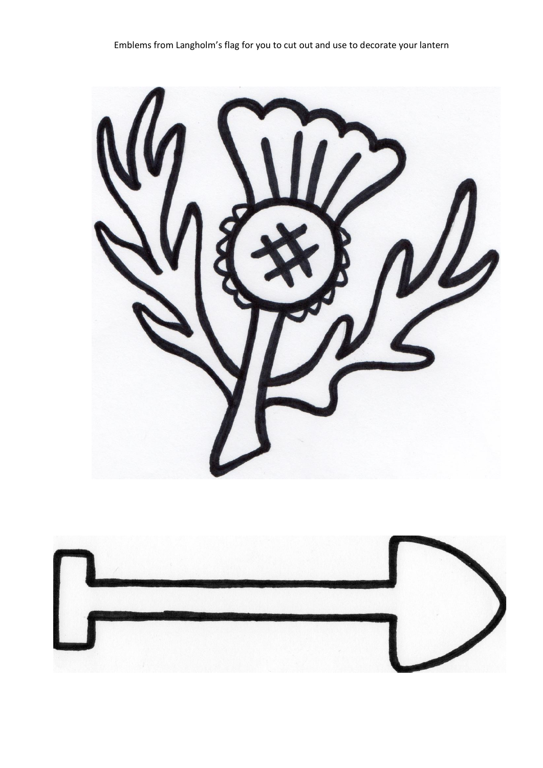Emblems from Langholm's flag for you to cut out and use to decorate your lantern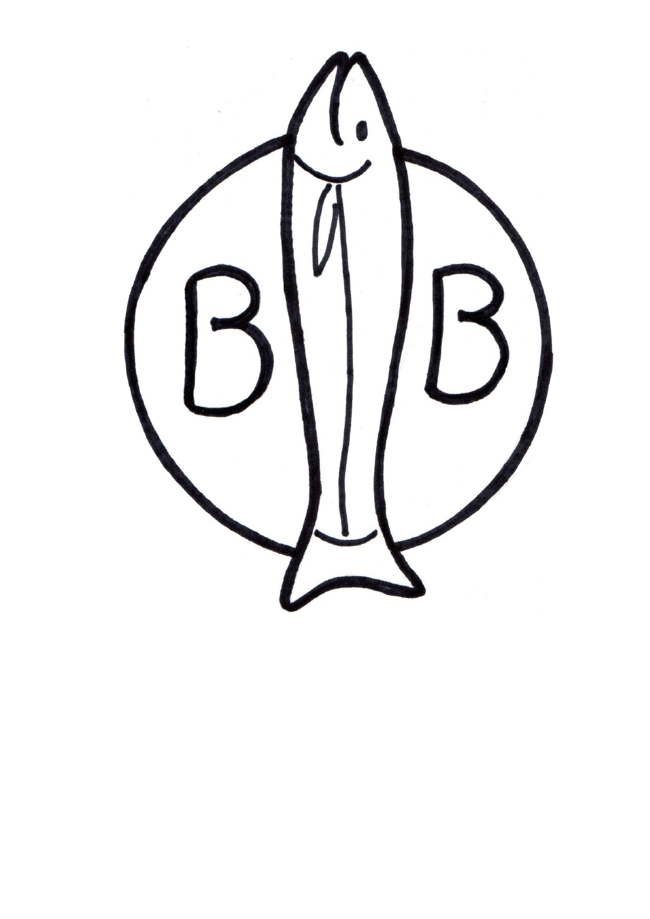B B